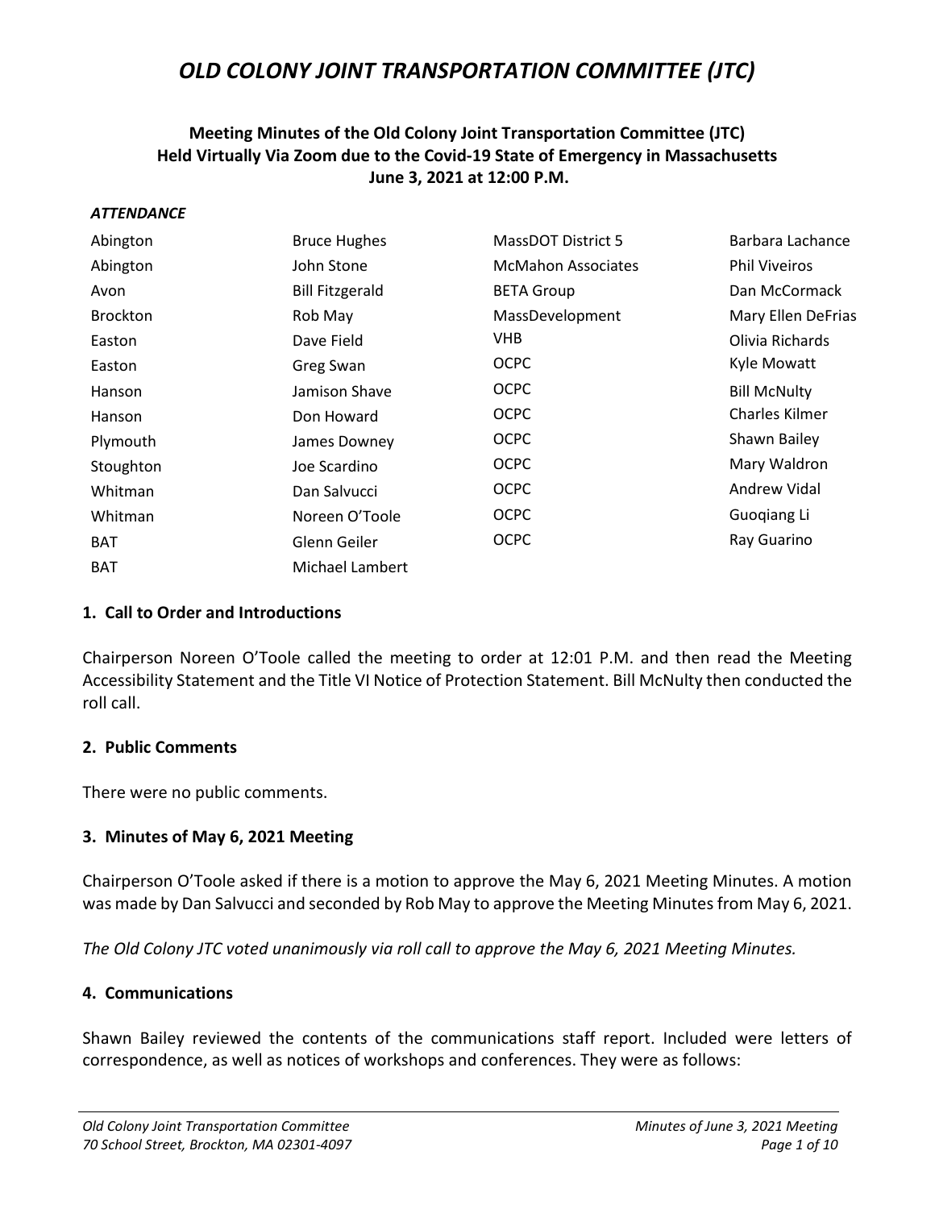# OLD COLONY JOINT TRANSPORTATION COMMITTEE (JTC)

**Meeting Minutes of the Old Colony Joint Transportation Committee (JTC)**
**Held Virtually Via Zoom due to the Covid-19 State of Emergency in Massachusetts**
**June 3, 2021 at 12:00 P.M.**

***ATTENDANCE***

| | | | |
|---|---|---|---|
| Abington | Bruce Hughes | MassDOT District 5 | Barbara Lachance |
| Abington | John Stone | McMahon Associates | Phil Viveiros |
| Avon | Bill Fitzgerald | BETA Group | Dan McCormack |
| Brockton | Rob May | MassDevelopment | Mary Ellen DeFrias |
| Easton | Dave Field | VHB | Olivia Richards |
| Easton | Greg Swan | OCPC | Kyle Mowatt |
| Hanson | Jamison Shave | OCPC | Bill McNulty |
| Hanson | Don Howard | OCPC | Charles Kilmer |
| Plymouth | James Downey | OCPC | Shawn Bailey |
| Stoughton | Joe Scardino | OCPC | Mary Waldron |
| Whitman | Dan Salvucci | OCPC | Andrew Vidal |
| Whitman | Noreen O'Toole | OCPC | Guoqiang Li |
| BAT | Glenn Geiler | OCPC | Ray Guarino |
| BAT | Michael Lambert | | |

## 1. Call to Order and Introductions

Chairperson Noreen O'Toole called the meeting to order at 12:01 P.M. and then read the Meeting Accessibility Statement and the Title VI Notice of Protection Statement. Bill McNulty then conducted the roll call.

## 2. Public Comments

There were no public comments.

## 3. Minutes of May 6, 2021 Meeting

Chairperson O'Toole asked if there is a motion to approve the May 6, 2021 Meeting Minutes. A motion was made by Dan Salvucci and seconded by Rob May to approve the Meeting Minutes from May 6, 2021.

*The Old Colony JTC voted unanimously via roll call to approve the May 6, 2021 Meeting Minutes.*

## 4. Communications

Shawn Bailey reviewed the contents of the communications staff report. Included were letters of correspondence, as well as notices of workshops and conferences. They were as follows: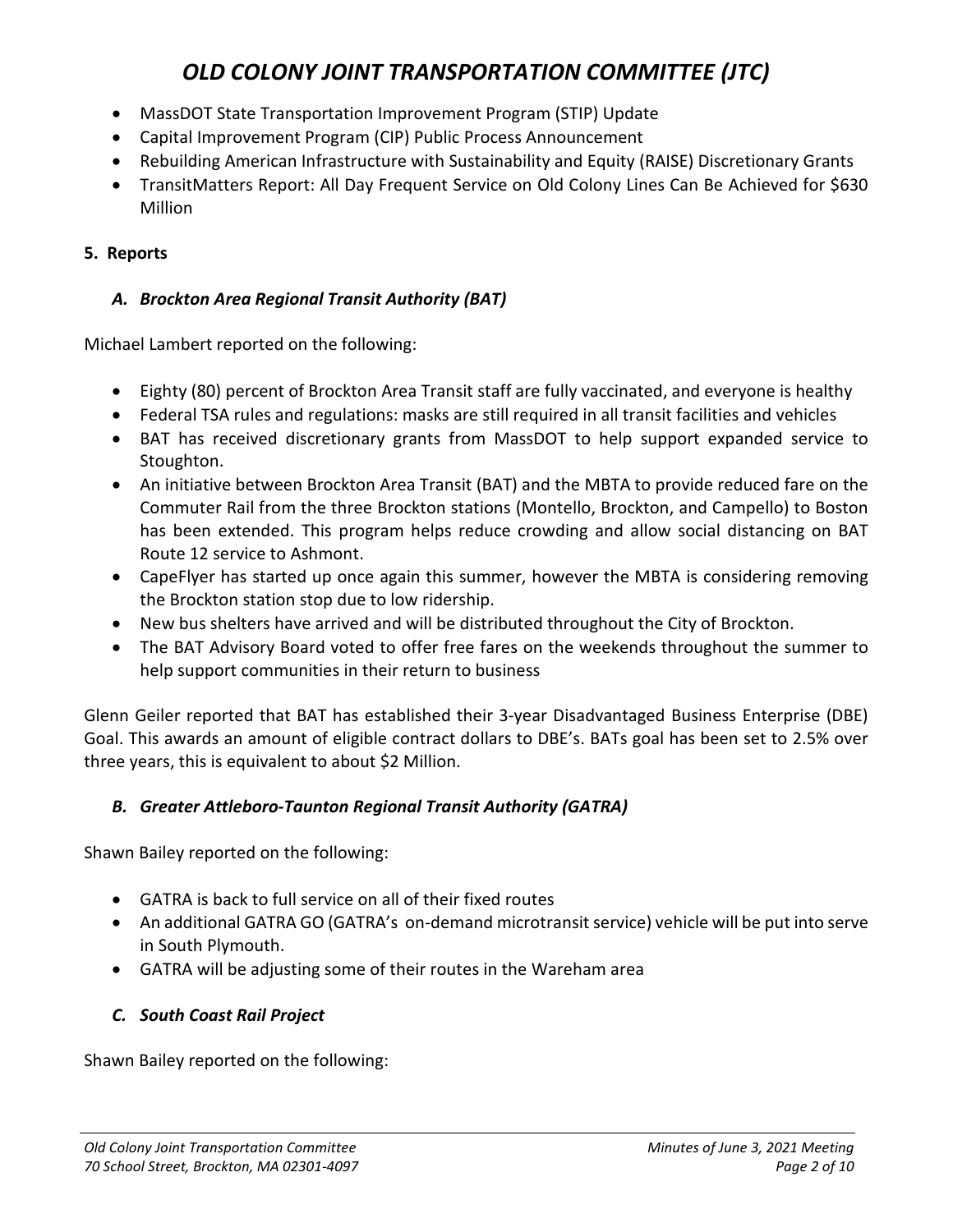- MassDOT State Transportation Improvement Program (STIP) Update
- Capital Improvement Program (CIP) Public Process Announcement
- Rebuilding American Infrastructure with Sustainability and Equity (RAISE) Discretionary Grants
- TransitMatters Report: All Day Frequent Service on Old Colony Lines Can Be Achieved for $630 Million

**5. Reports**

***A. Brockton Area Regional Transit Authority (BAT)***

Michael Lambert reported on the following:

- Eighty (80) percent of Brockton Area Transit staff are fully vaccinated, and everyone is healthy
- Federal TSA rules and regulations: masks are still required in all transit facilities and vehicles
- BAT has received discretionary grants from MassDOT to help support expanded service to Stoughton.
- An initiative between Brockton Area Transit (BAT) and the MBTA to provide reduced fare on the Commuter Rail from the three Brockton stations (Montello, Brockton, and Campello) to Boston has been extended. This program helps reduce crowding and allow social distancing on BAT Route 12 service to Ashmont.
- CapeFlyer has started up once again this summer, however the MBTA is considering removing the Brockton station stop due to low ridership.
- New bus shelters have arrived and will be distributed throughout the City of Brockton.
- The BAT Advisory Board voted to offer free fares on the weekends throughout the summer to help support communities in their return to business

Glenn Geiler reported that BAT has established their 3-year Disadvantaged Business Enterprise (DBE) Goal. This awards an amount of eligible contract dollars to DBE's. BATs goal has been set to 2.5% over three years, this is equivalent to about $2 Million.

***B. Greater Attleboro-Taunton Regional Transit Authority (GATRA)***

Shawn Bailey reported on the following:

- GATRA is back to full service on all of their fixed routes
- An additional GATRA GO (GATRA's on-demand microtransit service) vehicle will be put into serve in South Plymouth.
- GATRA will be adjusting some of their routes in the Wareham area

***C. South Coast Rail Project***

Shawn Bailey reported on the following: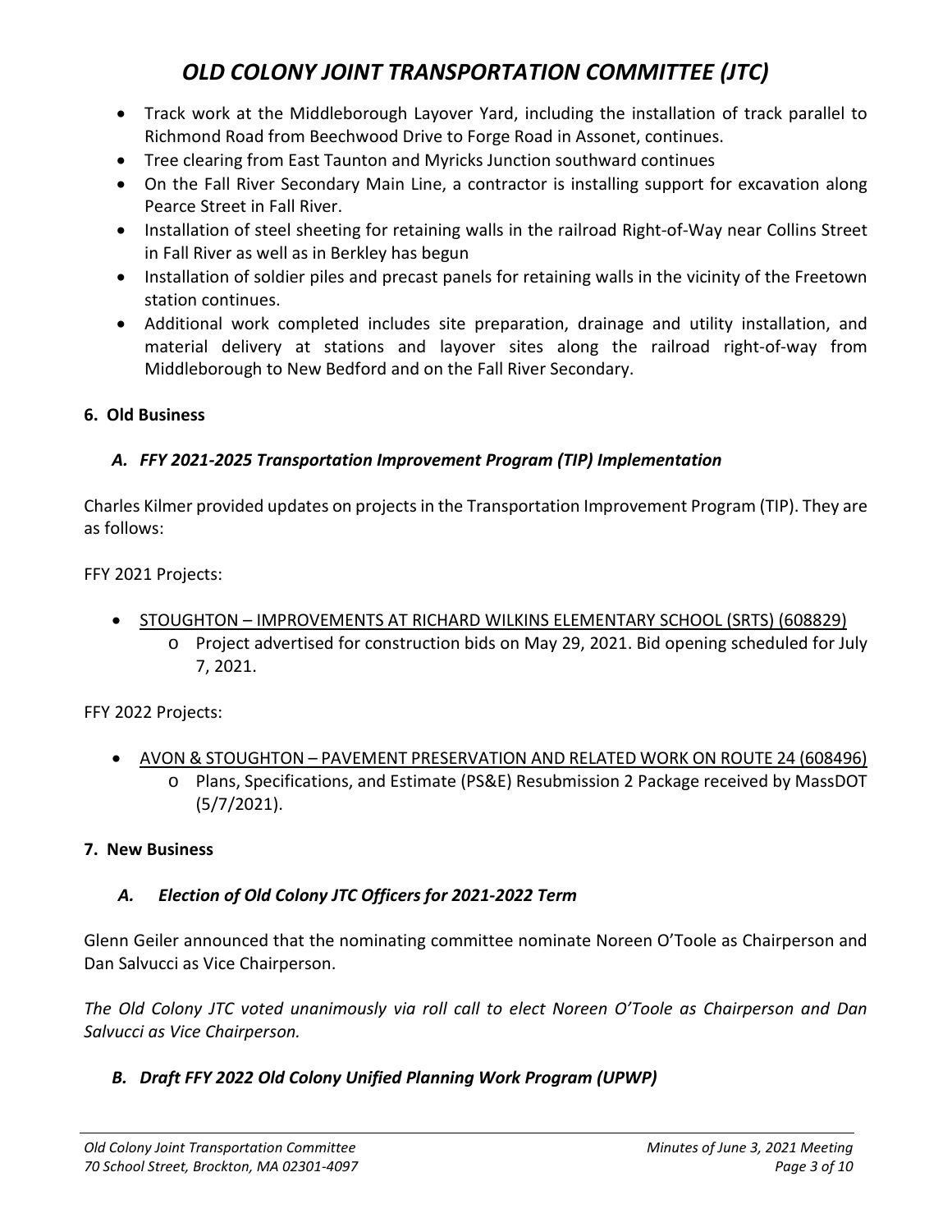- Track work at the Middleborough Layover Yard, including the installation of track parallel to Richmond Road from Beechwood Drive to Forge Road in Assonet, continues.
- Tree clearing from East Taunton and Myricks Junction southward continues
- On the Fall River Secondary Main Line, a contractor is installing support for excavation along Pearce Street in Fall River.
- Installation of steel sheeting for retaining walls in the railroad Right-of-Way near Collins Street in Fall River as well as in Berkley has begun
- Installation of soldier piles and precast panels for retaining walls in the vicinity of the Freetown station continues.
- Additional work completed includes site preparation, drainage and utility installation, and material delivery at stations and layover sites along the railroad right-of-way from Middleborough to New Bedford and on the Fall River Secondary.

**6. Old Business**

***A. FFY 2021-2025 Transportation Improvement Program (TIP) Implementation***

Charles Kilmer provided updates on projects in the Transportation Improvement Program (TIP). They are as follows:

FFY 2021 Projects:

- STOUGHTON – IMPROVEMENTS AT RICHARD WILKINS ELEMENTARY SCHOOL (SRTS) (608829)
  - Project advertised for construction bids on May 29, 2021. Bid opening scheduled for July 7, 2021.

FFY 2022 Projects:

- AVON & STOUGHTON – PAVEMENT PRESERVATION AND RELATED WORK ON ROUTE 24 (608496)
  - Plans, Specifications, and Estimate (PS&E) Resubmission 2 Package received by MassDOT (5/7/2021).

**7. New Business**

***A. Election of Old Colony JTC Officers for 2021-2022 Term***

Glenn Geiler announced that the nominating committee nominate Noreen O'Toole as Chairperson and Dan Salvucci as Vice Chairperson.

*The Old Colony JTC voted unanimously via roll call to elect Noreen O'Toole as Chairperson and Dan Salvucci as Vice Chairperson.*

***B. Draft FFY 2022 Old Colony Unified Planning Work Program (UPWP)***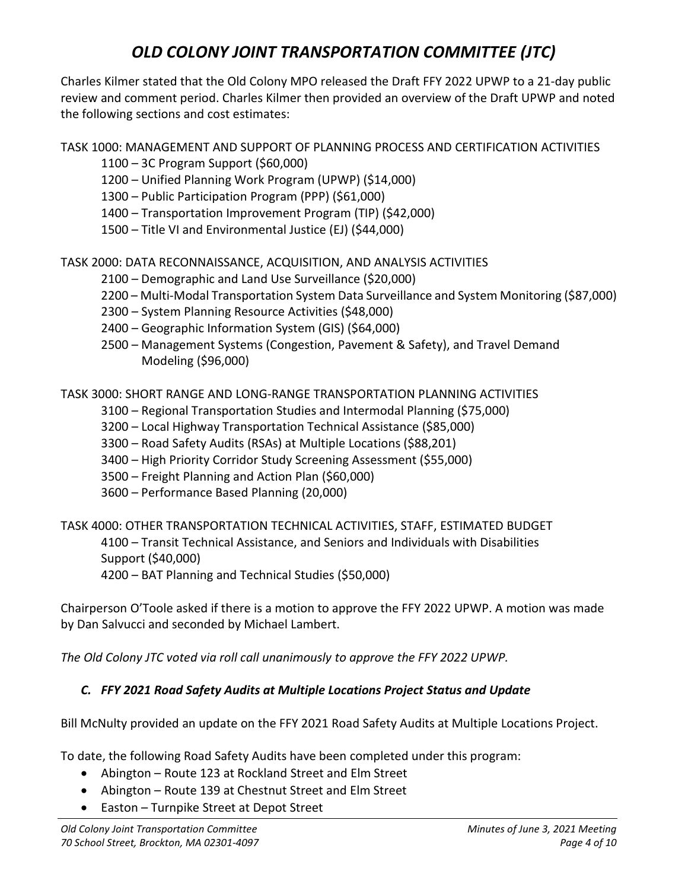Charles Kilmer stated that the Old Colony MPO released the Draft FFY 2022 UPWP to a 21-day public review and comment period. Charles Kilmer then provided an overview of the Draft UPWP and noted the following sections and cost estimates:

TASK 1000: MANAGEMENT AND SUPPORT OF PLANNING PROCESS AND CERTIFICATION ACTIVITIES

- 1100 – 3C Program Support ($60,000)
- 1200 – Unified Planning Work Program (UPWP) ($14,000)
- 1300 – Public Participation Program (PPP) ($61,000)
- 1400 – Transportation Improvement Program (TIP) ($42,000)
- 1500 – Title VI and Environmental Justice (EJ) ($44,000)

TASK 2000: DATA RECONNAISSANCE, ACQUISITION, AND ANALYSIS ACTIVITIES

- 2100 – Demographic and Land Use Surveillance ($20,000)
- 2200 – Multi-Modal Transportation System Data Surveillance and System Monitoring ($87,000)
- 2300 – System Planning Resource Activities ($48,000)
- 2400 – Geographic Information System (GIS) ($64,000)
- 2500 – Management Systems (Congestion, Pavement & Safety), and Travel Demand Modeling ($96,000)

TASK 3000: SHORT RANGE AND LONG-RANGE TRANSPORTATION PLANNING ACTIVITIES

- 3100 – Regional Transportation Studies and Intermodal Planning ($75,000)
- 3200 – Local Highway Transportation Technical Assistance ($85,000)
- 3300 – Road Safety Audits (RSAs) at Multiple Locations ($88,201)
- 3400 – High Priority Corridor Study Screening Assessment ($55,000)
- 3500 – Freight Planning and Action Plan ($60,000)
- 3600 – Performance Based Planning (20,000)

TASK 4000: OTHER TRANSPORTATION TECHNICAL ACTIVITIES, STAFF, ESTIMATED BUDGET

- 4100 – Transit Technical Assistance, and Seniors and Individuals with Disabilities Support ($40,000)
- 4200 – BAT Planning and Technical Studies ($50,000)

Chairperson O'Toole asked if there is a motion to approve the FFY 2022 UPWP. A motion was made by Dan Salvucci and seconded by Michael Lambert.

*The Old Colony JTC voted via roll call unanimously to approve the FFY 2022 UPWP.*

### *C. FFY 2021 Road Safety Audits at Multiple Locations Project Status and Update*

Bill McNulty provided an update on the FFY 2021 Road Safety Audits at Multiple Locations Project.

To date, the following Road Safety Audits have been completed under this program:

- Abington – Route 123 at Rockland Street and Elm Street
- Abington – Route 139 at Chestnut Street and Elm Street
- Easton – Turnpike Street at Depot Street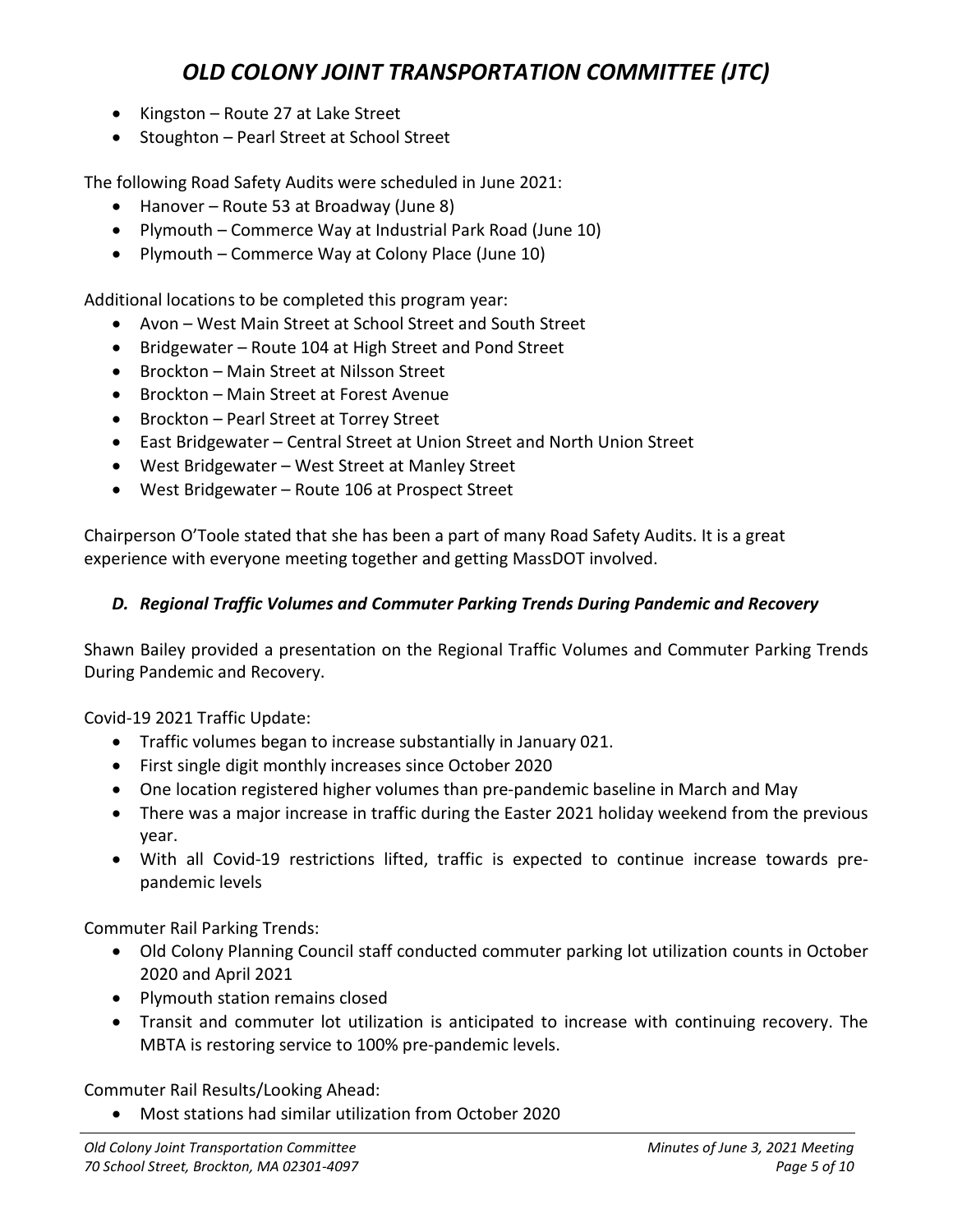- Kingston – Route 27 at Lake Street
- Stoughton – Pearl Street at School Street

The following Road Safety Audits were scheduled in June 2021:

- Hanover – Route 53 at Broadway (June 8)
- Plymouth – Commerce Way at Industrial Park Road (June 10)
- Plymouth – Commerce Way at Colony Place (June 10)

Additional locations to be completed this program year:

- Avon – West Main Street at School Street and South Street
- Bridgewater – Route 104 at High Street and Pond Street
- Brockton – Main Street at Nilsson Street
- Brockton – Main Street at Forest Avenue
- Brockton – Pearl Street at Torrey Street
- East Bridgewater – Central Street at Union Street and North Union Street
- West Bridgewater – West Street at Manley Street
- West Bridgewater – Route 106 at Prospect Street

Chairperson O'Toole stated that she has been a part of many Road Safety Audits. It is a great experience with everyone meeting together and getting MassDOT involved.

### *D. Regional Traffic Volumes and Commuter Parking Trends During Pandemic and Recovery*

Shawn Bailey provided a presentation on the Regional Traffic Volumes and Commuter Parking Trends During Pandemic and Recovery.

Covid-19 2021 Traffic Update:

- Traffic volumes began to increase substantially in January 021.
- First single digit monthly increases since October 2020
- One location registered higher volumes than pre-pandemic baseline in March and May
- There was a major increase in traffic during the Easter 2021 holiday weekend from the previous year.
- With all Covid-19 restrictions lifted, traffic is expected to continue increase towards pre-pandemic levels

Commuter Rail Parking Trends:

- Old Colony Planning Council staff conducted commuter parking lot utilization counts in October 2020 and April 2021
- Plymouth station remains closed
- Transit and commuter lot utilization is anticipated to increase with continuing recovery. The MBTA is restoring service to 100% pre-pandemic levels.

Commuter Rail Results/Looking Ahead:

- Most stations had similar utilization from October 2020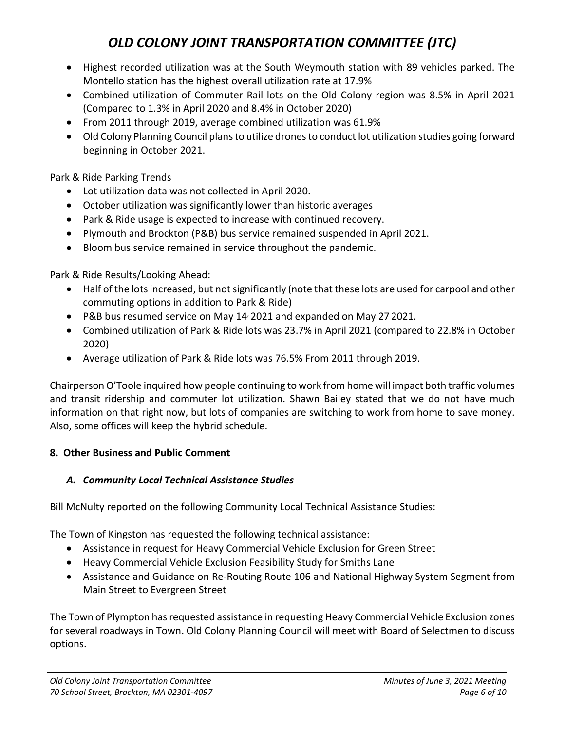- Highest recorded utilization was at the South Weymouth station with 89 vehicles parked. The Montello station has the highest overall utilization rate at 17.9%
- Combined utilization of Commuter Rail lots on the Old Colony region was 8.5% in April 2021 (Compared to 1.3% in April 2020 and 8.4% in October 2020)
- From 2011 through 2019, average combined utilization was 61.9%
- Old Colony Planning Council plans to utilize drones to conduct lot utilization studies going forward beginning in October 2021.

Park & Ride Parking Trends

- Lot utilization data was not collected in April 2020.
- October utilization was significantly lower than historic averages
- Park & Ride usage is expected to increase with continued recovery.
- Plymouth and Brockton (P&B) bus service remained suspended in April 2021.
- Bloom bus service remained in service throughout the pandemic.

Park & Ride Results/Looking Ahead:

- Half of the lots increased, but not significantly (note that these lots are used for carpool and other commuting options in addition to Park & Ride)
- P&B bus resumed service on May 14, 2021 and expanded on May 27 2021.
- Combined utilization of Park & Ride lots was 23.7% in April 2021 (compared to 22.8% in October 2020)
- Average utilization of Park & Ride lots was 76.5% From 2011 through 2019.

Chairperson O'Toole inquired how people continuing to work from home will impact both traffic volumes and transit ridership and commuter lot utilization. Shawn Bailey stated that we do not have much information on that right now, but lots of companies are switching to work from home to save money. Also, some offices will keep the hybrid schedule.

**8. Other Business and Public Comment**

***A. Community Local Technical Assistance Studies***

Bill McNulty reported on the following Community Local Technical Assistance Studies:

The Town of Kingston has requested the following technical assistance:

- Assistance in request for Heavy Commercial Vehicle Exclusion for Green Street
- Heavy Commercial Vehicle Exclusion Feasibility Study for Smiths Lane
- Assistance and Guidance on Re-Routing Route 106 and National Highway System Segment from Main Street to Evergreen Street

The Town of Plympton has requested assistance in requesting Heavy Commercial Vehicle Exclusion zones for several roadways in Town. Old Colony Planning Council will meet with Board of Selectmen to discuss options.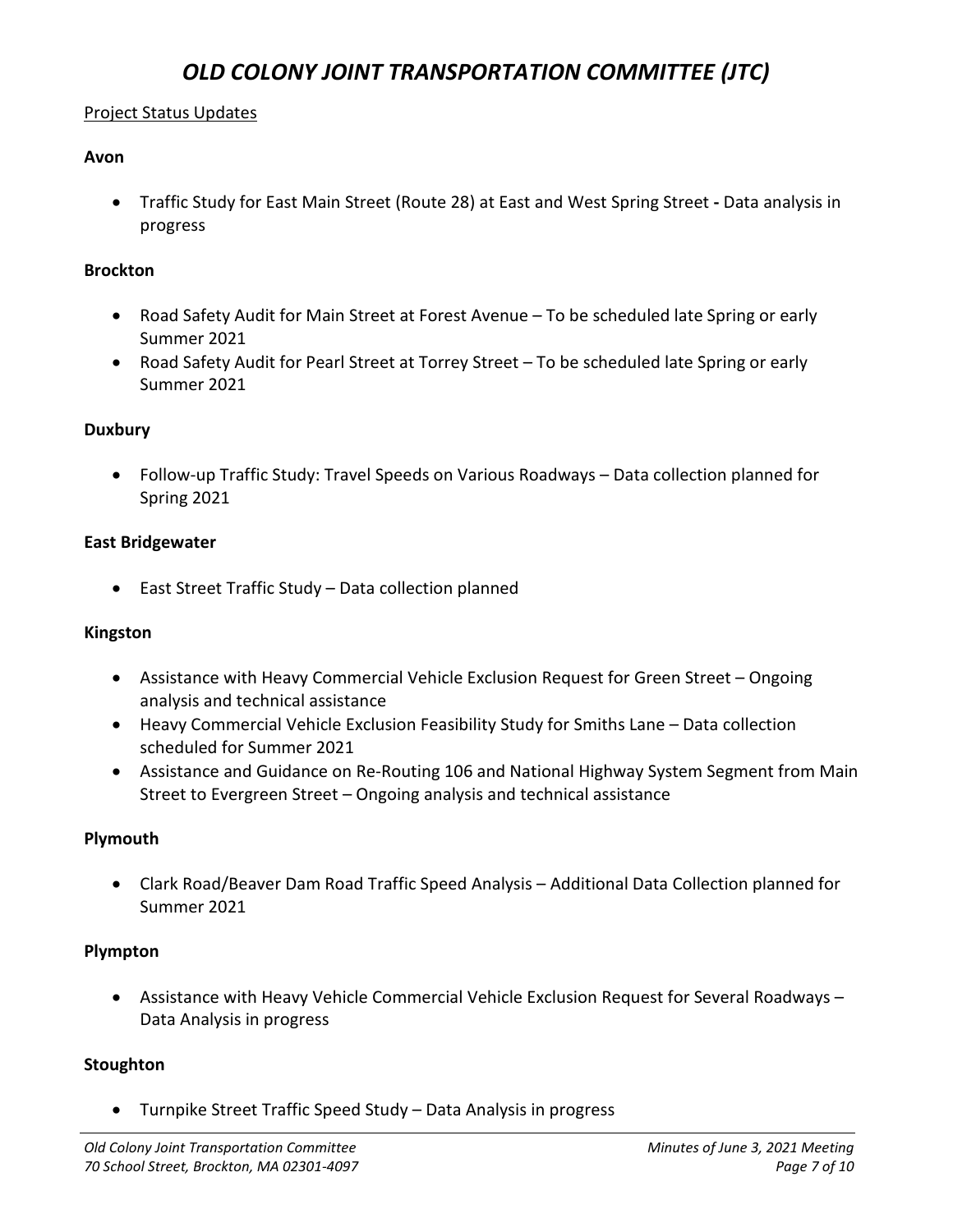# OLD COLONY JOINT TRANSPORTATION COMMITTEE (JTC)

Project Status Updates

**Avon**

- Traffic Study for East Main Street (Route 28) at East and West Spring Street **-** Data analysis in progress

**Brockton**

- Road Safety Audit for Main Street at Forest Avenue – To be scheduled late Spring or early Summer 2021
- Road Safety Audit for Pearl Street at Torrey Street – To be scheduled late Spring or early Summer 2021

**Duxbury**

- Follow-up Traffic Study: Travel Speeds on Various Roadways – Data collection planned for Spring 2021

**East Bridgewater**

- East Street Traffic Study – Data collection planned

**Kingston**

- Assistance with Heavy Commercial Vehicle Exclusion Request for Green Street – Ongoing analysis and technical assistance
- Heavy Commercial Vehicle Exclusion Feasibility Study for Smiths Lane – Data collection scheduled for Summer 2021
- Assistance and Guidance on Re-Routing 106 and National Highway System Segment from Main Street to Evergreen Street – Ongoing analysis and technical assistance

**Plymouth**

- Clark Road/Beaver Dam Road Traffic Speed Analysis – Additional Data Collection planned for Summer 2021

**Plympton**

- Assistance with Heavy Vehicle Commercial Vehicle Exclusion Request for Several Roadways – Data Analysis in progress

**Stoughton**

- Turnpike Street Traffic Speed Study – Data Analysis in progress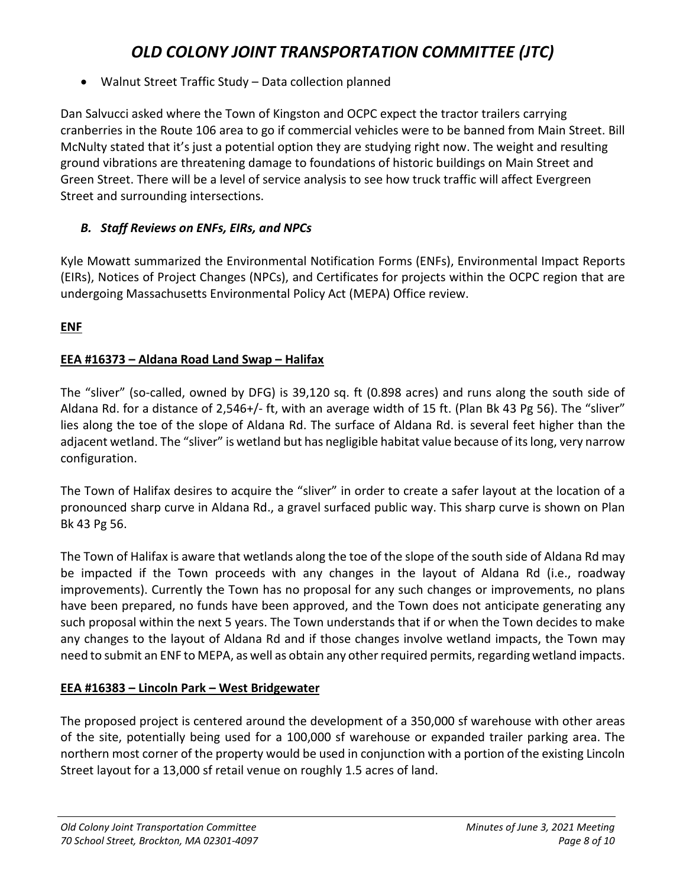- Walnut Street Traffic Study – Data collection planned

Dan Salvucci asked where the Town of Kingston and OCPC expect the tractor trailers carrying cranberries in the Route 106 area to go if commercial vehicles were to be banned from Main Street. Bill McNulty stated that it's just a potential option they are studying right now. The weight and resulting ground vibrations are threatening damage to foundations of historic buildings on Main Street and Green Street. There will be a level of service analysis to see how truck traffic will affect Evergreen Street and surrounding intersections.

### *B. Staff Reviews on ENFs, EIRs, and NPCs*

Kyle Mowatt summarized the Environmental Notification Forms (ENFs), Environmental Impact Reports (EIRs), Notices of Project Changes (NPCs), and Certificates for projects within the OCPC region that are undergoing Massachusetts Environmental Policy Act (MEPA) Office review.

**ENF**

**EEA #16373 – Aldana Road Land Swap – Halifax**

The "sliver" (so-called, owned by DFG) is 39,120 sq. ft (0.898 acres) and runs along the south side of Aldana Rd. for a distance of 2,546+/- ft, with an average width of 15 ft. (Plan Bk 43 Pg 56). The "sliver" lies along the toe of the slope of Aldana Rd. The surface of Aldana Rd. is several feet higher than the adjacent wetland. The "sliver" is wetland but has negligible habitat value because of its long, very narrow configuration.

The Town of Halifax desires to acquire the "sliver" in order to create a safer layout at the location of a pronounced sharp curve in Aldana Rd., a gravel surfaced public way. This sharp curve is shown on Plan Bk 43 Pg 56.

The Town of Halifax is aware that wetlands along the toe of the slope of the south side of Aldana Rd may be impacted if the Town proceeds with any changes in the layout of Aldana Rd (i.e., roadway improvements). Currently the Town has no proposal for any such changes or improvements, no plans have been prepared, no funds have been approved, and the Town does not anticipate generating any such proposal within the next 5 years. The Town understands that if or when the Town decides to make any changes to the layout of Aldana Rd and if those changes involve wetland impacts, the Town may need to submit an ENF to MEPA, as well as obtain any other required permits, regarding wetland impacts.

**EEA #16383 – Lincoln Park – West Bridgewater**

The proposed project is centered around the development of a 350,000 sf warehouse with other areas of the site, potentially being used for a 100,000 sf warehouse or expanded trailer parking area. The northern most corner of the property would be used in conjunction with a portion of the existing Lincoln Street layout for a 13,000 sf retail venue on roughly 1.5 acres of land.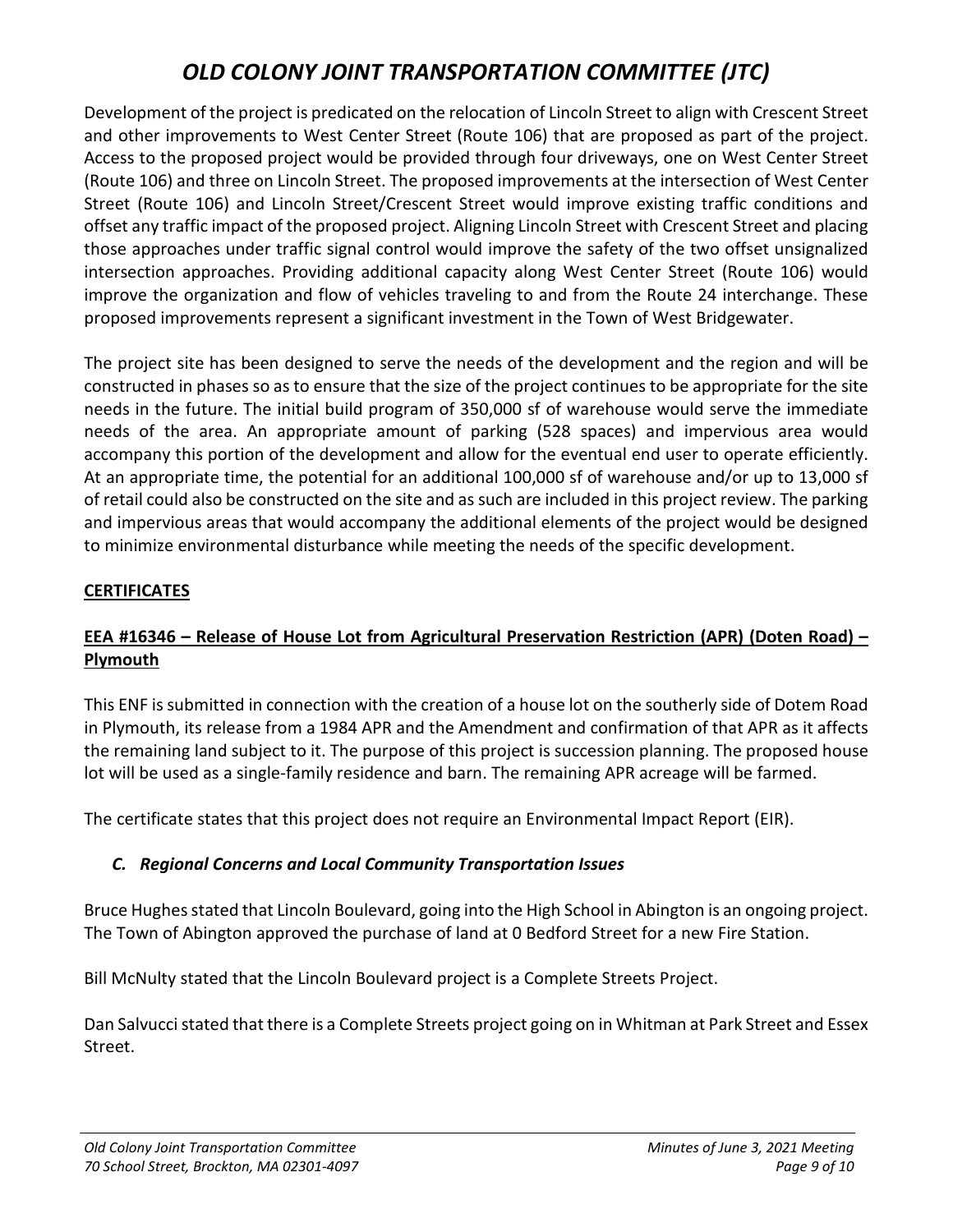Development of the project is predicated on the relocation of Lincoln Street to align with Crescent Street and other improvements to West Center Street (Route 106) that are proposed as part of the project. Access to the proposed project would be provided through four driveways, one on West Center Street (Route 106) and three on Lincoln Street. The proposed improvements at the intersection of West Center Street (Route 106) and Lincoln Street/Crescent Street would improve existing traffic conditions and offset any traffic impact of the proposed project. Aligning Lincoln Street with Crescent Street and placing those approaches under traffic signal control would improve the safety of the two offset unsignalized intersection approaches. Providing additional capacity along West Center Street (Route 106) would improve the organization and flow of vehicles traveling to and from the Route 24 interchange. These proposed improvements represent a significant investment in the Town of West Bridgewater.

The project site has been designed to serve the needs of the development and the region and will be constructed in phases so as to ensure that the size of the project continues to be appropriate for the site needs in the future. The initial build program of 350,000 sf of warehouse would serve the immediate needs of the area. An appropriate amount of parking (528 spaces) and impervious area would accompany this portion of the development and allow for the eventual end user to operate efficiently. At an appropriate time, the potential for an additional 100,000 sf of warehouse and/or up to 13,000 sf of retail could also be constructed on the site and as such are included in this project review. The parking and impervious areas that would accompany the additional elements of the project would be designed to minimize environmental disturbance while meeting the needs of the specific development.

**CERTIFICATES**

**EEA #16346 – Release of House Lot from Agricultural Preservation Restriction (APR) (Doten Road) – Plymouth**

This ENF is submitted in connection with the creation of a house lot on the southerly side of Dotem Road in Plymouth, its release from a 1984 APR and the Amendment and confirmation of that APR as it affects the remaining land subject to it. The purpose of this project is succession planning. The proposed house lot will be used as a single-family residence and barn. The remaining APR acreage will be farmed.

The certificate states that this project does not require an Environmental Impact Report (EIR).

### *C. Regional Concerns and Local Community Transportation Issues*

Bruce Hughes stated that Lincoln Boulevard, going into the High School in Abington is an ongoing project. The Town of Abington approved the purchase of land at 0 Bedford Street for a new Fire Station.

Bill McNulty stated that the Lincoln Boulevard project is a Complete Streets Project.

Dan Salvucci stated that there is a Complete Streets project going on in Whitman at Park Street and Essex Street.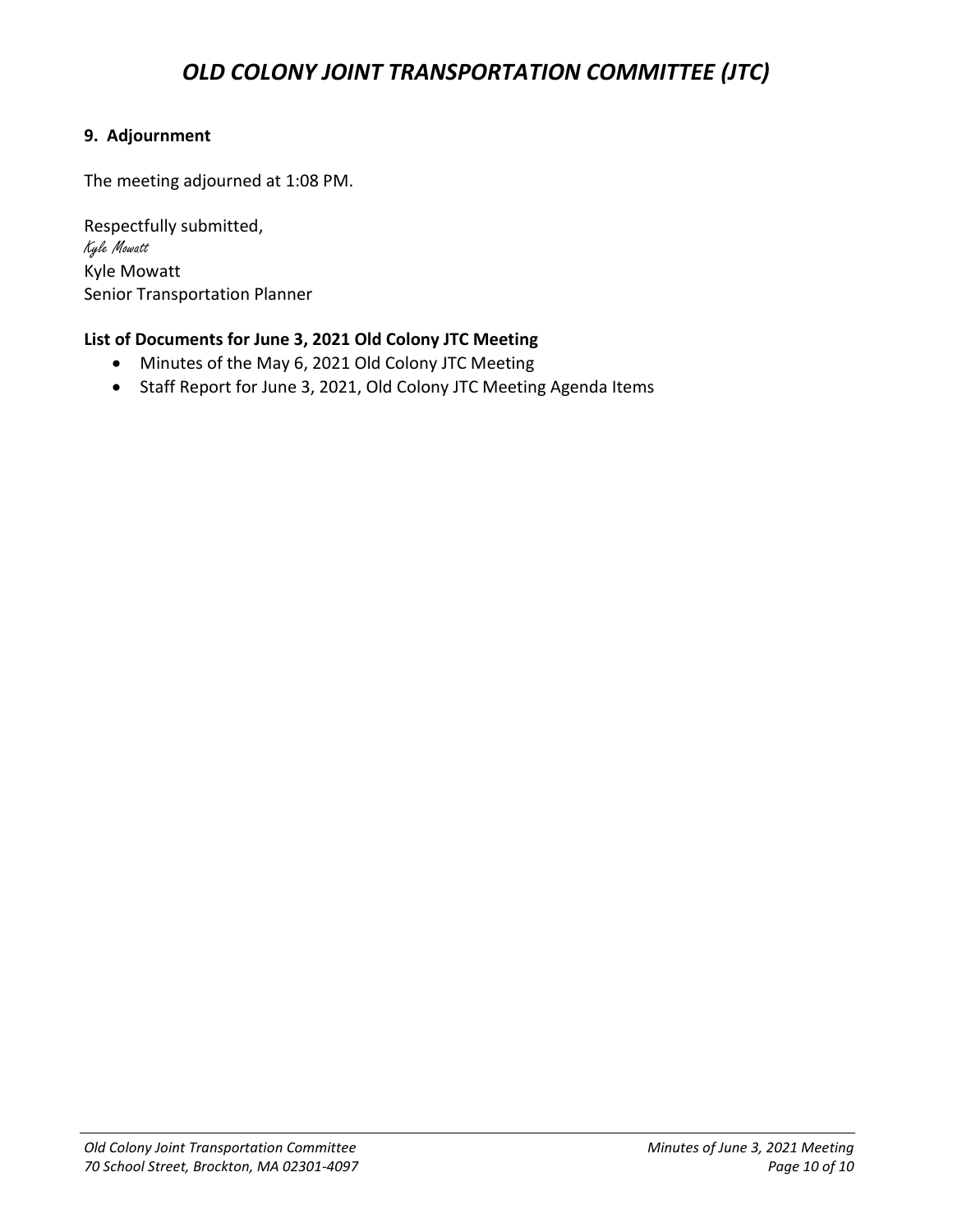**9. Adjournment**

The meeting adjourned at 1:08 PM.

Respectfully submitted,
*Kyle Mowatt*
Kyle Mowatt
Senior Transportation Planner

**List of Documents for June 3, 2021 Old Colony JTC Meeting**

- Minutes of the May 6, 2021 Old Colony JTC Meeting
- Staff Report for June 3, 2021, Old Colony JTC Meeting Agenda Items